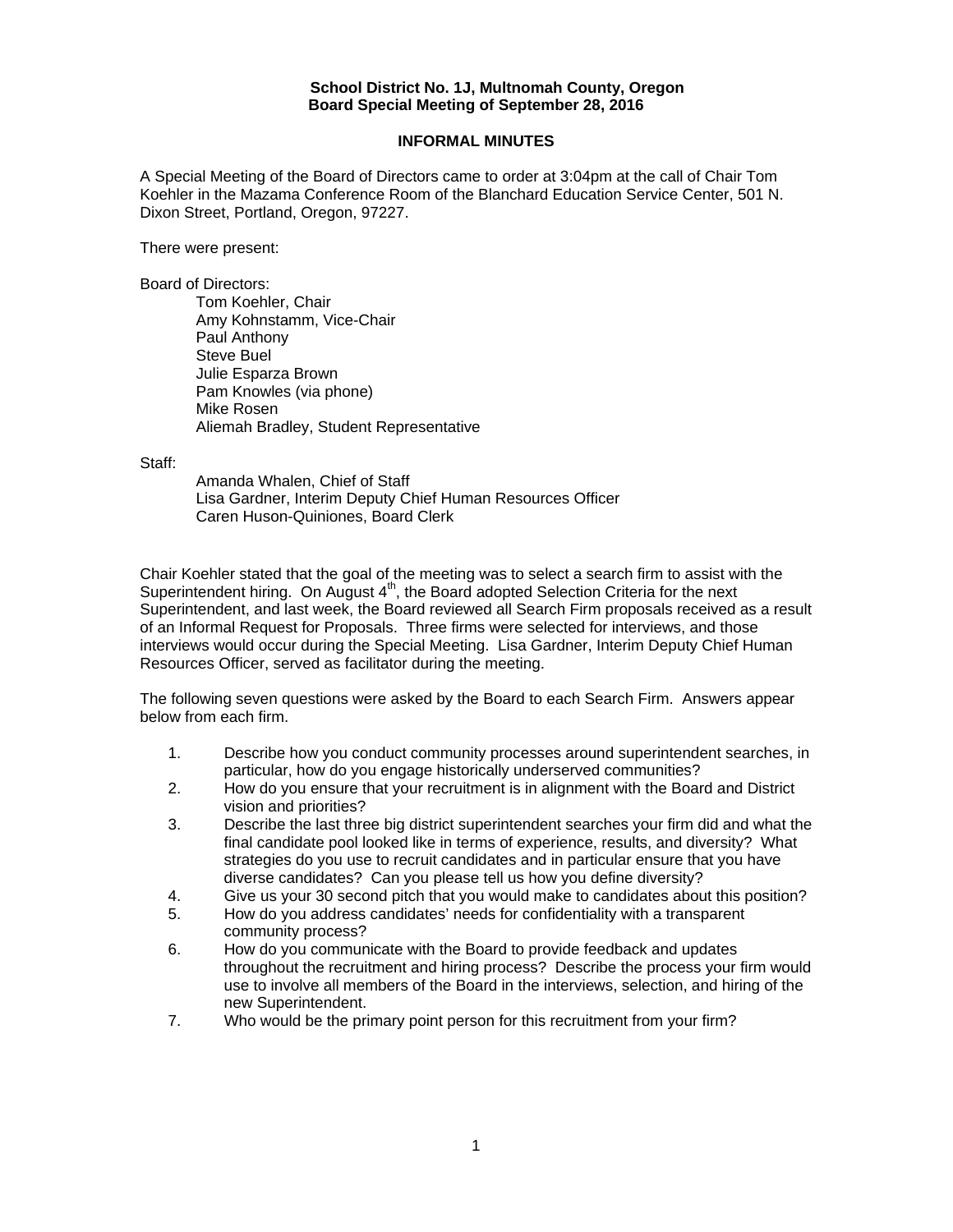**School District No. 1J, Multnomah County, Oregon**
**Board Special Meeting of September 28, 2016**

**INFORMAL MINUTES**

A Special Meeting of the Board of Directors came to order at 3:04pm at the call of Chair Tom Koehler in the Mazama Conference Room of the Blanchard Education Service Center, 501 N. Dixon Street, Portland, Oregon, 97227.

There were present:

Board of Directors:

- Tom Koehler, Chair
- Amy Kohnstamm, Vice-Chair
- Paul Anthony
- Steve Buel
- Julie Esparza Brown
- Pam Knowles (via phone)
- Mike Rosen
- Aliemah Bradley, Student Representative

Staff:

- Amanda Whalen, Chief of Staff
- Lisa Gardner, Interim Deputy Chief Human Resources Officer
- Caren Huson-Quiniones, Board Clerk

Chair Koehler stated that the goal of the meeting was to select a search firm to assist with the Superintendent hiring. On August 4th, the Board adopted Selection Criteria for the next Superintendent, and last week, the Board reviewed all Search Firm proposals received as a result of an Informal Request for Proposals. Three firms were selected for interviews, and those interviews would occur during the Special Meeting. Lisa Gardner, Interim Deputy Chief Human Resources Officer, served as facilitator during the meeting.

The following seven questions were asked by the Board to each Search Firm. Answers appear below from each firm.

1. Describe how you conduct community processes around superintendent searches, in particular, how do you engage historically underserved communities?
2. How do you ensure that your recruitment is in alignment with the Board and District vision and priorities?
3. Describe the last three big district superintendent searches your firm did and what the final candidate pool looked like in terms of experience, results, and diversity? What strategies do you use to recruit candidates and in particular ensure that you have diverse candidates? Can you please tell us how you define diversity?
4. Give us your 30 second pitch that you would make to candidates about this position?
5. How do you address candidates' needs for confidentiality with a transparent community process?
6. How do you communicate with the Board to provide feedback and updates throughout the recruitment and hiring process? Describe the process your firm would use to involve all members of the Board in the interviews, selection, and hiring of the new Superintendent.
7. Who would be the primary point person for this recruitment from your firm?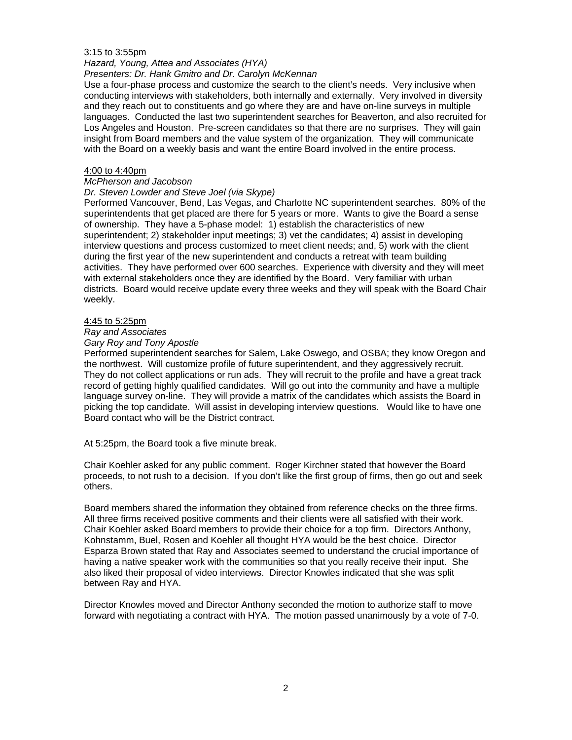3:15 to 3:55pm

*Hazard, Young, Attea and Associates (HYA)*

*Presenters: Dr. Hank Gmitro and Dr. Carolyn McKennan*

Use a four-phase process and customize the search to the client's needs. Very inclusive when conducting interviews with stakeholders, both internally and externally. Very involved in diversity and they reach out to constituents and go where they are and have on-line surveys in multiple languages. Conducted the last two superintendent searches for Beaverton, and also recruited for Los Angeles and Houston. Pre-screen candidates so that there are no surprises. They will gain insight from Board members and the value system of the organization. They will communicate with the Board on a weekly basis and want the entire Board involved in the entire process.

4:00 to 4:40pm

*McPherson and Jacobson*

*Dr. Steven Lowder and Steve Joel (via Skype)*

Performed Vancouver, Bend, Las Vegas, and Charlotte NC superintendent searches. 80% of the superintendents that get placed are there for 5 years or more. Wants to give the Board a sense of ownership. They have a 5-phase model: 1) establish the characteristics of new superintendent; 2) stakeholder input meetings; 3) vet the candidates; 4) assist in developing interview questions and process customized to meet client needs; and, 5) work with the client during the first year of the new superintendent and conducts a retreat with team building activities. They have performed over 600 searches. Experience with diversity and they will meet with external stakeholders once they are identified by the Board. Very familiar with urban districts. Board would receive update every three weeks and they will speak with the Board Chair weekly.

4:45 to 5:25pm

*Ray and Associates*

*Gary Roy and Tony Apostle*

Performed superintendent searches for Salem, Lake Oswego, and OSBA; they know Oregon and the northwest. Will customize profile of future superintendent, and they aggressively recruit. They do not collect applications or run ads. They will recruit to the profile and have a great track record of getting highly qualified candidates. Will go out into the community and have a multiple language survey on-line. They will provide a matrix of the candidates which assists the Board in picking the top candidate. Will assist in developing interview questions. Would like to have one Board contact who will be the District contract.

At 5:25pm, the Board took a five minute break.

Chair Koehler asked for any public comment. Roger Kirchner stated that however the Board proceeds, to not rush to a decision. If you don't like the first group of firms, then go out and seek others.

Board members shared the information they obtained from reference checks on the three firms. All three firms received positive comments and their clients were all satisfied with their work. Chair Koehler asked Board members to provide their choice for a top firm. Directors Anthony, Kohnstamm, Buel, Rosen and Koehler all thought HYA would be the best choice. Director Esparza Brown stated that Ray and Associates seemed to understand the crucial importance of having a native speaker work with the communities so that you really receive their input. She also liked their proposal of video interviews. Director Knowles indicated that she was split between Ray and HYA.

Director Knowles moved and Director Anthony seconded the motion to authorize staff to move forward with negotiating a contract with HYA. The motion passed unanimously by a vote of 7-0.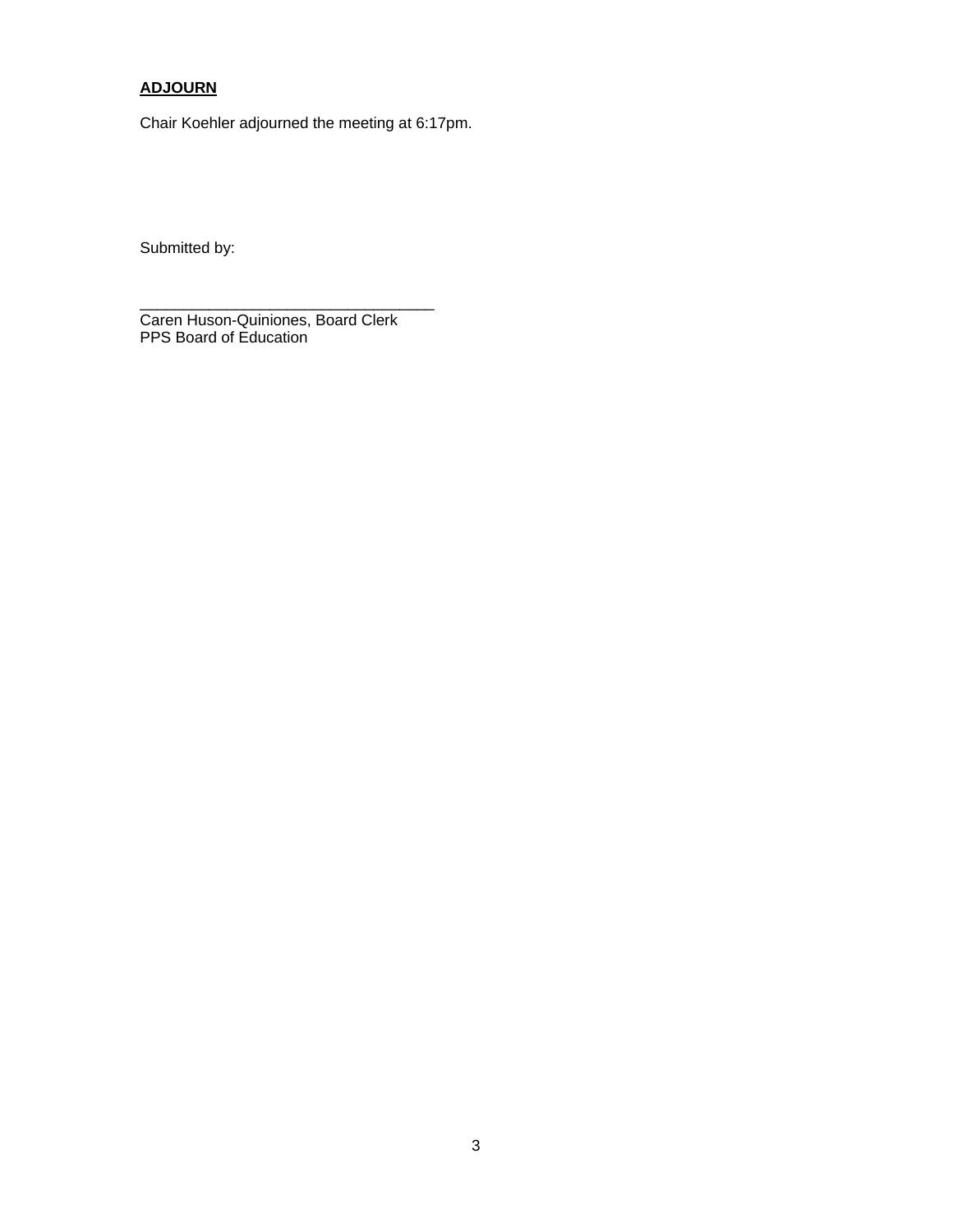**ADJOURN**

Chair Koehler adjourned the meeting at 6:17pm.

Submitted by:

___________________________________
Caren Huson-Quiniones, Board Clerk
PPS Board of Education